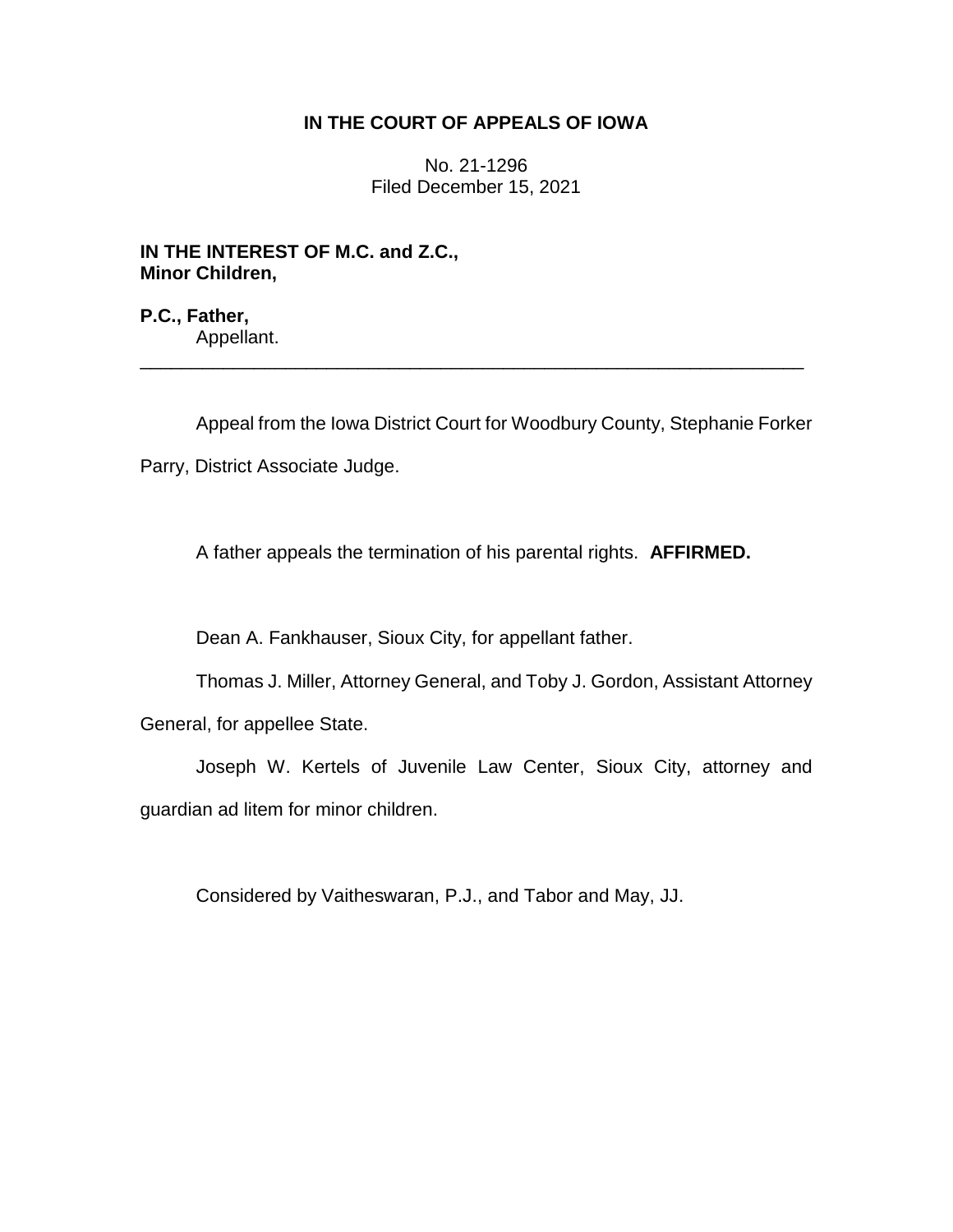# IN THE COURT OF APPEALS OF IOWA

No. 21-1296
Filed December 15, 2021

**IN THE INTEREST OF M.C. and Z.C.,**
**Minor Children,**

**P.C., Father,**
Appellant.

---

Appeal from the Iowa District Court for Woodbury County, Stephanie Forker Parry, District Associate Judge.

A father appeals the termination of his parental rights. **AFFIRMED.**

Dean A. Fankhauser, Sioux City, for appellant father.

Thomas J. Miller, Attorney General, and Toby J. Gordon, Assistant Attorney General, for appellee State.

Joseph W. Kertels of Juvenile Law Center, Sioux City, attorney and guardian ad litem for minor children.

Considered by Vaitheswaran, P.J., and Tabor and May, JJ.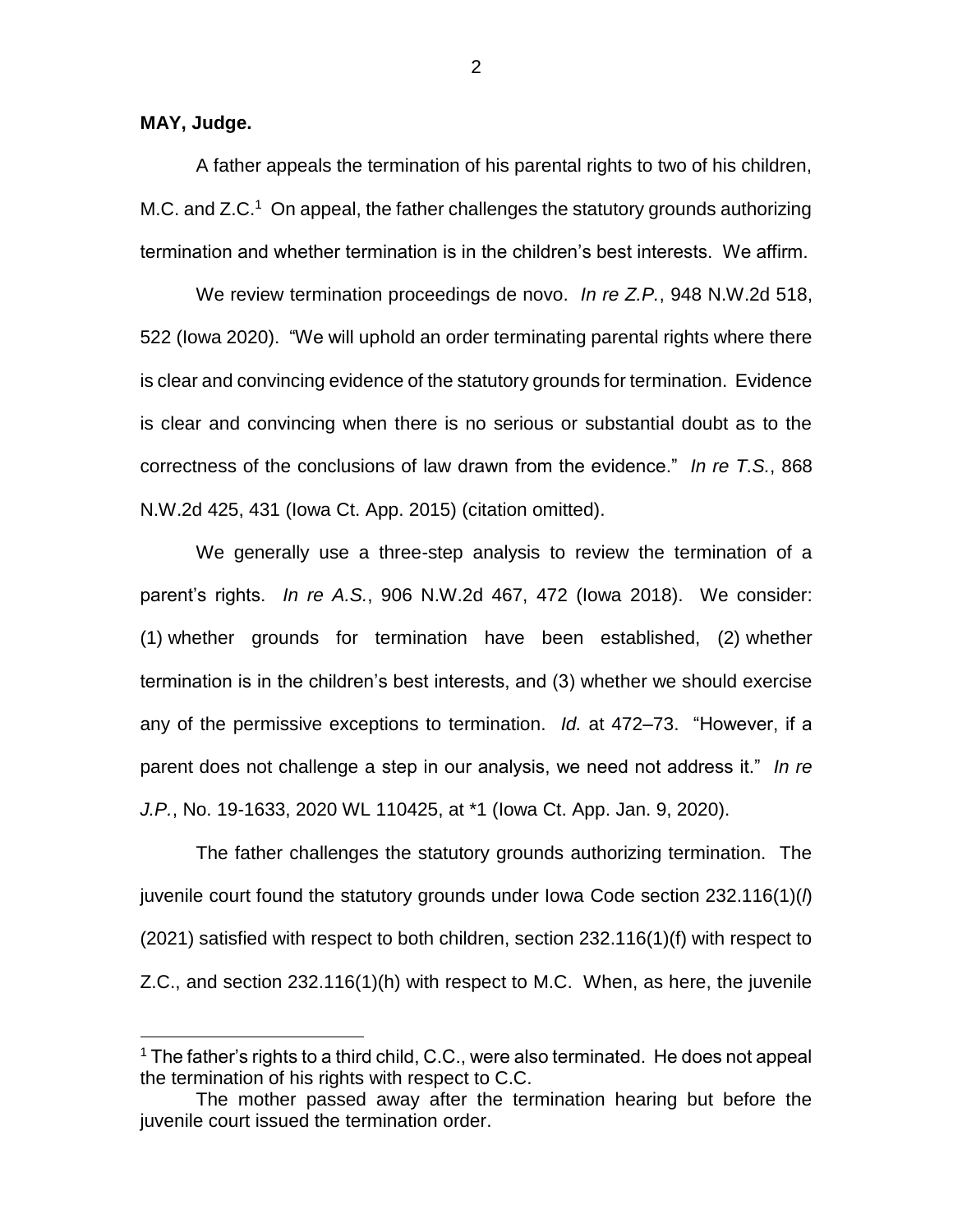**MAY, Judge.**

A father appeals the termination of his parental rights to two of his children, M.C. and Z.C.[1] On appeal, the father challenges the statutory grounds authorizing termination and whether termination is in the children's best interests. We affirm.

We review termination proceedings de novo. *In re Z.P.*, 948 N.W.2d 518, 522 (Iowa 2020). "We will uphold an order terminating parental rights where there is clear and convincing evidence of the statutory grounds for termination. Evidence is clear and convincing when there is no serious or substantial doubt as to the correctness of the conclusions of law drawn from the evidence." *In re T.S.*, 868 N.W.2d 425, 431 (Iowa Ct. App. 2015) (citation omitted).

We generally use a three-step analysis to review the termination of a parent's rights. *In re A.S.*, 906 N.W.2d 467, 472 (Iowa 2018). We consider: (1) whether grounds for termination have been established, (2) whether termination is in the children's best interests, and (3) whether we should exercise any of the permissive exceptions to termination. *Id.* at 472–73. "However, if a parent does not challenge a step in our analysis, we need not address it." *In re J.P.*, No. 19-1633, 2020 WL 110425, at *1 (Iowa Ct. App. Jan. 9, 2020).

The father challenges the statutory grounds authorizing termination. The juvenile court found the statutory grounds under Iowa Code section 232.116(1)(*l*) (2021) satisfied with respect to both children, section 232.116(1)(f) with respect to Z.C., and section 232.116(1)(h) with respect to M.C. When, as here, the juvenile

[1] The father's rights to a third child, C.C., were also terminated. He does not appeal the termination of his rights with respect to C.C.

The mother passed away after the termination hearing but before the juvenile court issued the termination order.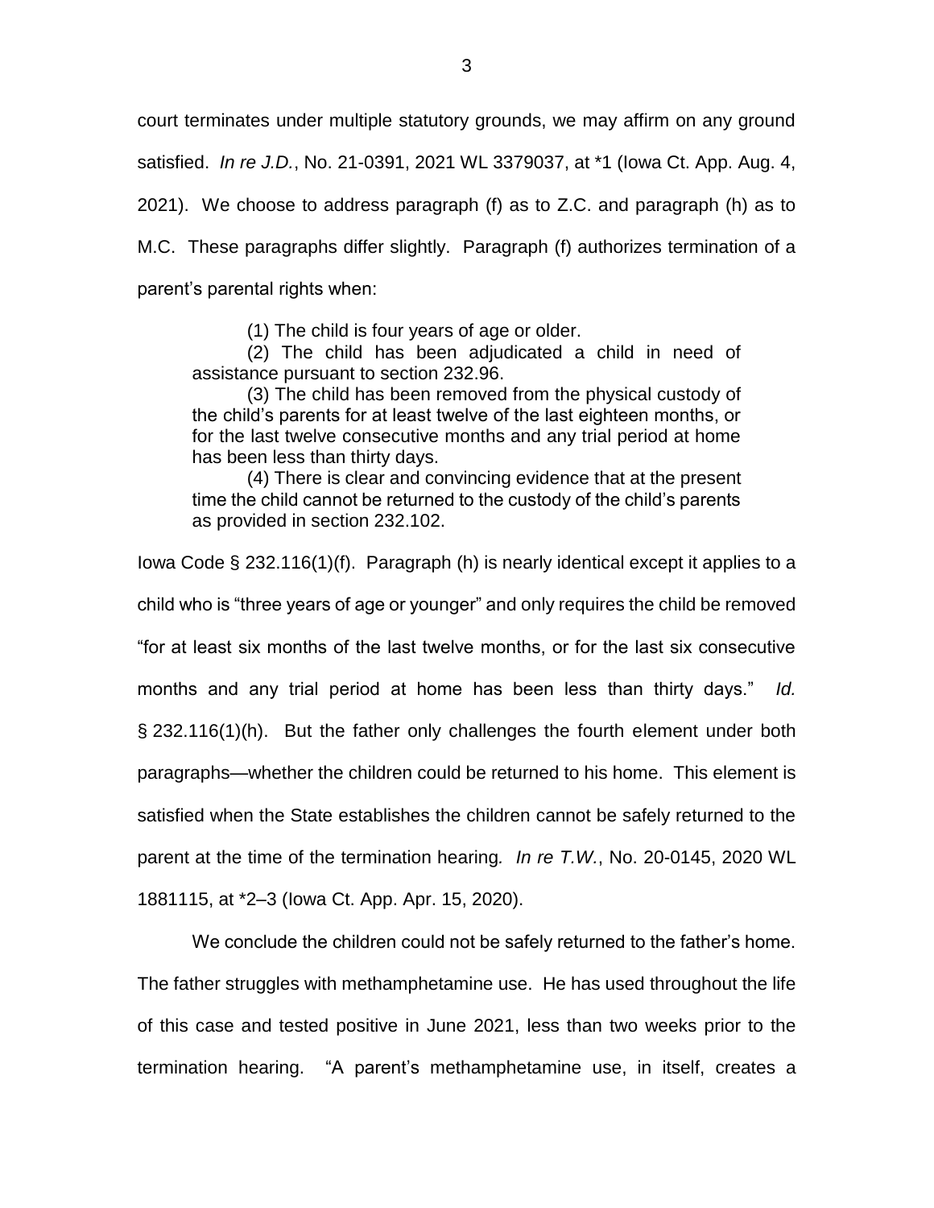court terminates under multiple statutory grounds, we may affirm on any ground satisfied. *In re J.D.*, No. 21-0391, 2021 WL 3379037, at *1 (Iowa Ct. App. Aug. 4, 2021). We choose to address paragraph (f) as to Z.C. and paragraph (h) as to M.C. These paragraphs differ slightly. Paragraph (f) authorizes termination of a parent's parental rights when:

> (1) The child is four years of age or older.
>
> (2) The child has been adjudicated a child in need of assistance pursuant to section 232.96.
>
> (3) The child has been removed from the physical custody of the child's parents for at least twelve of the last eighteen months, or for the last twelve consecutive months and any trial period at home has been less than thirty days.
>
> (4) There is clear and convincing evidence that at the present time the child cannot be returned to the custody of the child's parents as provided in section 232.102.

Iowa Code § 232.116(1)(f). Paragraph (h) is nearly identical except it applies to a child who is "three years of age or younger" and only requires the child be removed "for at least six months of the last twelve months, or for the last six consecutive months and any trial period at home has been less than thirty days." *Id.* § 232.116(1)(h). But the father only challenges the fourth element under both paragraphs—whether the children could be returned to his home. This element is satisfied when the State establishes the children cannot be safely returned to the parent at the time of the termination hearing. *In re T.W.*, No. 20-0145, 2020 WL 1881115, at *2–3 (Iowa Ct. App. Apr. 15, 2020).

We conclude the children could not be safely returned to the father's home. The father struggles with methamphetamine use. He has used throughout the life of this case and tested positive in June 2021, less than two weeks prior to the termination hearing. "A parent's methamphetamine use, in itself, creates a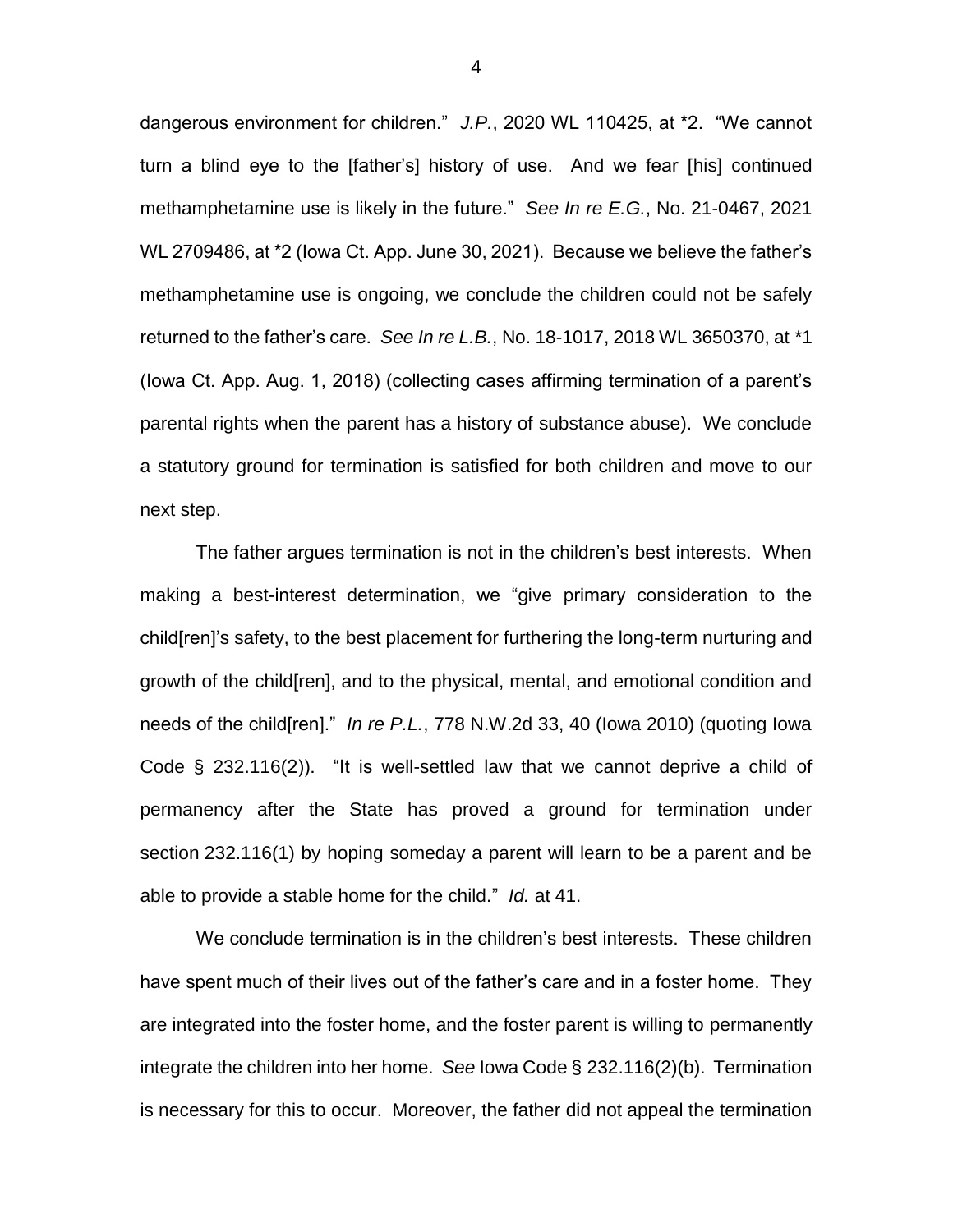dangerous environment for children." *J.P.*, 2020 WL 110425, at *2. "We cannot turn a blind eye to the [father's] history of use. And we fear [his] continued methamphetamine use is likely in the future." *See In re E.G.*, No. 21-0467, 2021 WL 2709486, at *2 (Iowa Ct. App. June 30, 2021). Because we believe the father's methamphetamine use is ongoing, we conclude the children could not be safely returned to the father's care. *See In re L.B.*, No. 18-1017, 2018 WL 3650370, at *1 (Iowa Ct. App. Aug. 1, 2018) (collecting cases affirming termination of a parent's parental rights when the parent has a history of substance abuse). We conclude a statutory ground for termination is satisfied for both children and move to our next step.

The father argues termination is not in the children's best interests. When making a best-interest determination, we "give primary consideration to the child[ren]'s safety, to the best placement for furthering the long-term nurturing and growth of the child[ren], and to the physical, mental, and emotional condition and needs of the child[ren]." *In re P.L.*, 778 N.W.2d 33, 40 (Iowa 2010) (quoting Iowa Code § 232.116(2)). "It is well-settled law that we cannot deprive a child of permanency after the State has proved a ground for termination under section 232.116(1) by hoping someday a parent will learn to be a parent and be able to provide a stable home for the child." *Id.* at 41.

We conclude termination is in the children's best interests. These children have spent much of their lives out of the father's care and in a foster home. They are integrated into the foster home, and the foster parent is willing to permanently integrate the children into her home. *See* Iowa Code § 232.116(2)(b). Termination is necessary for this to occur. Moreover, the father did not appeal the termination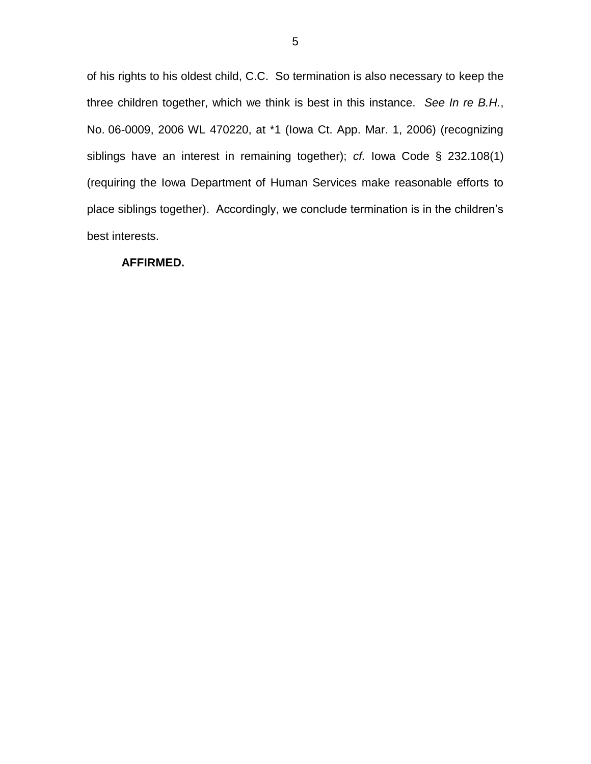of his rights to his oldest child, C.C. So termination is also necessary to keep the three children together, which we think is best in this instance. *See In re B.H.*, No. 06-0009, 2006 WL 470220, at *1 (Iowa Ct. App. Mar. 1, 2006) (recognizing siblings have an interest in remaining together); *cf.* Iowa Code § 232.108(1) (requiring the Iowa Department of Human Services make reasonable efforts to place siblings together). Accordingly, we conclude termination is in the children's best interests.

**AFFIRMED.**